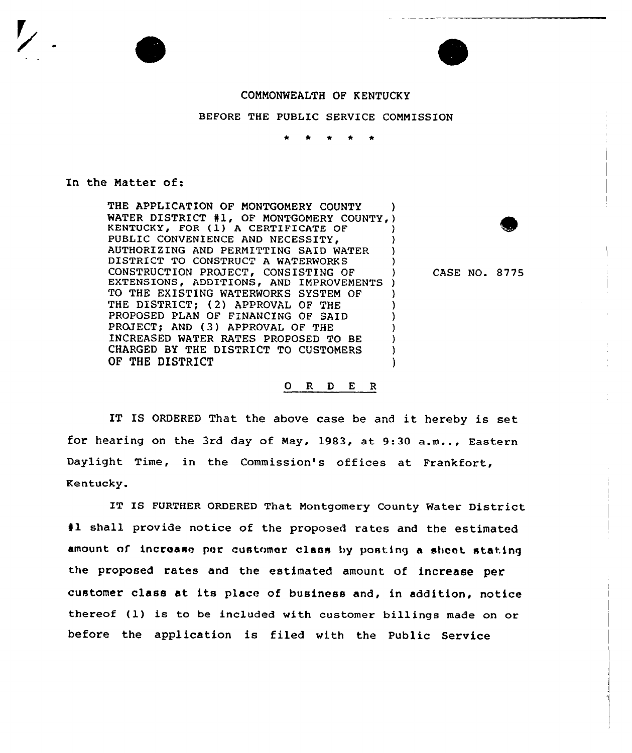COMMONWEALTH OF KENTUCKY

BEFORE THE PUBLIC SERVICE COMMISSION

\* \* \* \* \*

In the Matter of:

| | |
|---|---|
| THE APPLICATION OF MONTGOMERY COUNTY WATER DISTRICT #1, OF MONTGOMERY COUNTY, KENTUCKY, FOR (1) A CERTIFICATE OF PUBLIC CONVENIENCE AND NECESSITY, AUTHORIZING AND PERMITTING SAID WATER DISTRICT TO CONSTRUCT A WATERWORKS CONSTRUCTION PROJECT, CONSISTING OF EXTENSIONS, ADDITIONS, AND IMPROVEMENTS TO THE EXISTING WATERWORKS SYSTEM OF THE DISTRICT; (2) APPROVAL OF THE PROPOSED PLAN OF FINANCING OF SAID PROJECT; AND (3) APPROVAL OF THE INCREASED WATER RATES PROPOSED TO BE CHARGED BY THE DISTRICT TO CUSTOMERS OF THE DISTRICT | CASE NO. 8775 |

## O R D E R

IT IS ORDERED That the above case be and it hereby is set for hearing on the 3rd day of May, 1983, at 9:30 a.m.., Eastern Daylight Time, in the Commission's offices at Frankfort, Kentucky.

IT IS FURTHER ORDERED That Montgomery County Water District #1 shall provide notice of the proposed rates and the estimated amount of increase per customer class by posting a sheet stating the proposed rates and the estimated amount of increase per customer class at its place of business and, in addition, notice thereof (1) is to be included with customer billings made on or before the application is filed with the Public Service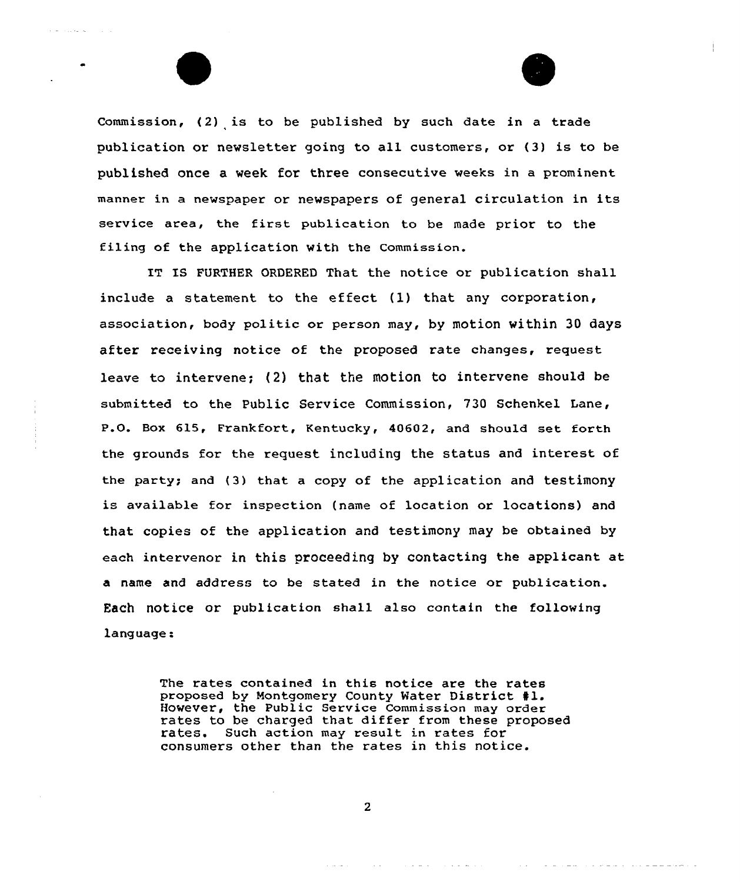Commission, (2) is to be published by such date in a trade publication or newsletter going to all customers, or (3) is to be published once a week for three consecutive weeks in a prominent manner in a newspaper or newspapers of general circulation in its service area, the first publication to be made prior to the filing of the application with the Commission.

IT IS FURTHER ORDERED That the notice or publication shall include a statement to the effect (1) that any corporation, association, body politic or person may, by motion within 30 days after receiving notice of the proposed rate changes, request leave to intervene; (2) that the motion to intervene should be submitted to the Public Service Commission, 730 Schenkel Lane, P.O. Box 615, Frankfort, Kentucky, 40602, and should set forth the grounds for the request including the status and interest of the party; and (3) that a copy of the application and testimony is available for inspection (name of location or locations) and that copies of the application and testimony may be obtained by each intervenor in this proceeding by contacting the applicant at a name and address to be stated in the notice or publication. Each notice or publication shall also contain the following language:

> The rates contained in this notice are the rates proposed by Montgomery County Water District #1. However, the Public Service Commission may order rates to be charged that differ from these proposed rates. Such action may result in rates for consumers other than the rates in this notice.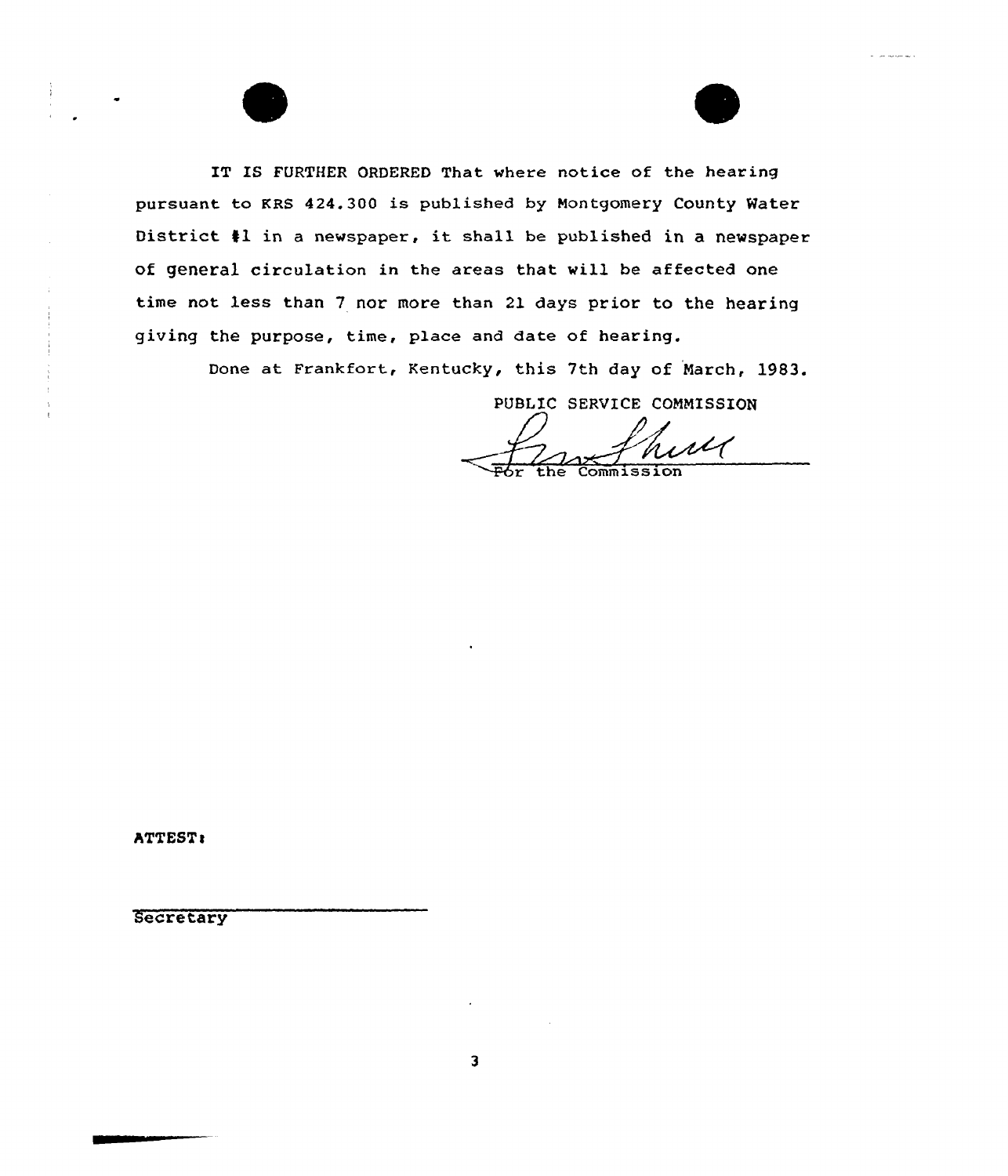IT IS FURTHER ORDERED That where notice of the hearing pursuant to KRS 424.300 is published by Montgomery County Water District #1 in a newspaper, it shall be published in a newspaper of general circulation in the areas that will be affected one time not less than 7 nor more than 21 days prior to the hearing giving the purpose, time, place and date of hearing.

Done at Frankfort, Kentucky, this 7th day of March, 1983.

PUBLIC SERVICE COMMISSION

For the Commission

ATTEST:

Secretary